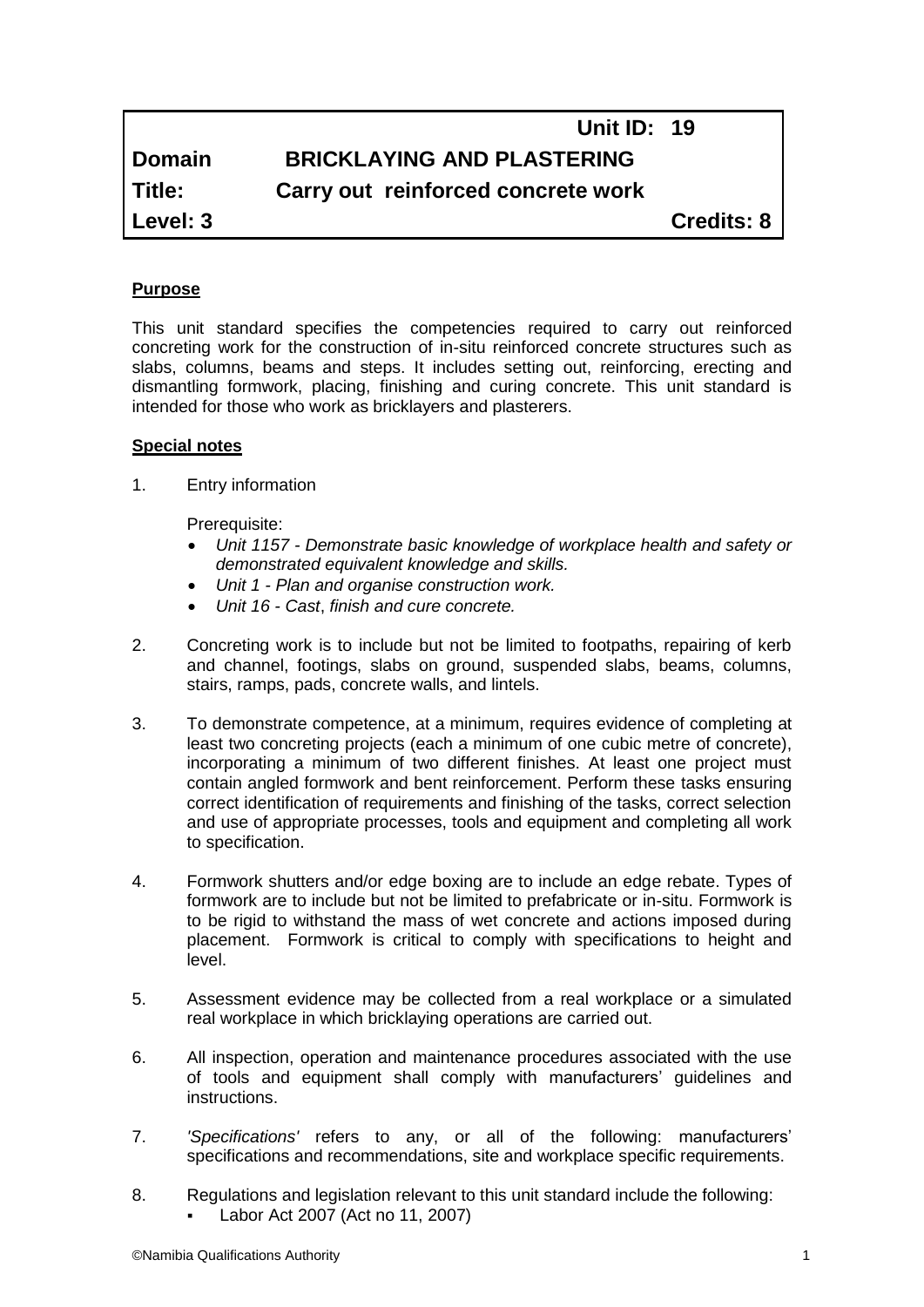| | | |
|---|---|---|
| | Unit ID: 19 | |
| **Domain** | **BRICKLAYING AND PLASTERING** | |
| **Title:** | **Carry out reinforced concrete work** | |
| **Level: 3** | | **Credits: 8** |

**Purpose**

This unit standard specifies the competencies required to carry out reinforced concreting work for the construction of in-situ reinforced concrete structures such as slabs, columns, beams and steps. It includes setting out, reinforcing, erecting and dismantling formwork, placing, finishing and curing concrete. This unit standard is intended for those who work as bricklayers and plasterers.

**Special notes**

1. Entry information

   Prerequisite:
   - *Unit 1157 - Demonstrate basic knowledge of workplace health and safety or demonstrated equivalent knowledge and skills.*
   - *Unit 1 - Plan and organise construction work.*
   - *Unit 16 - Cast, finish and cure concrete.*

2. Concreting work is to include but not be limited to footpaths, repairing of kerb and channel, footings, slabs on ground, suspended slabs, beams, columns, stairs, ramps, pads, concrete walls, and lintels.

3. To demonstrate competence, at a minimum, requires evidence of completing at least two concreting projects (each a minimum of one cubic metre of concrete), incorporating a minimum of two different finishes. At least one project must contain angled formwork and bent reinforcement. Perform these tasks ensuring correct identification of requirements and finishing of the tasks, correct selection and use of appropriate processes, tools and equipment and completing all work to specification.

4. Formwork shutters and/or edge boxing are to include an edge rebate. Types of formwork are to include but not be limited to prefabricate or in-situ. Formwork is to be rigid to withstand the mass of wet concrete and actions imposed during placement. Formwork is critical to comply with specifications to height and level.

5. Assessment evidence may be collected from a real workplace or a simulated real workplace in which bricklaying operations are carried out.

6. All inspection, operation and maintenance procedures associated with the use of tools and equipment shall comply with manufacturers' guidelines and instructions.

7. *'Specifications'* refers to any, or all of the following: manufacturers' specifications and recommendations, site and workplace specific requirements.

8. Regulations and legislation relevant to this unit standard include the following:
   - Labor Act 2007 (Act no 11, 2007)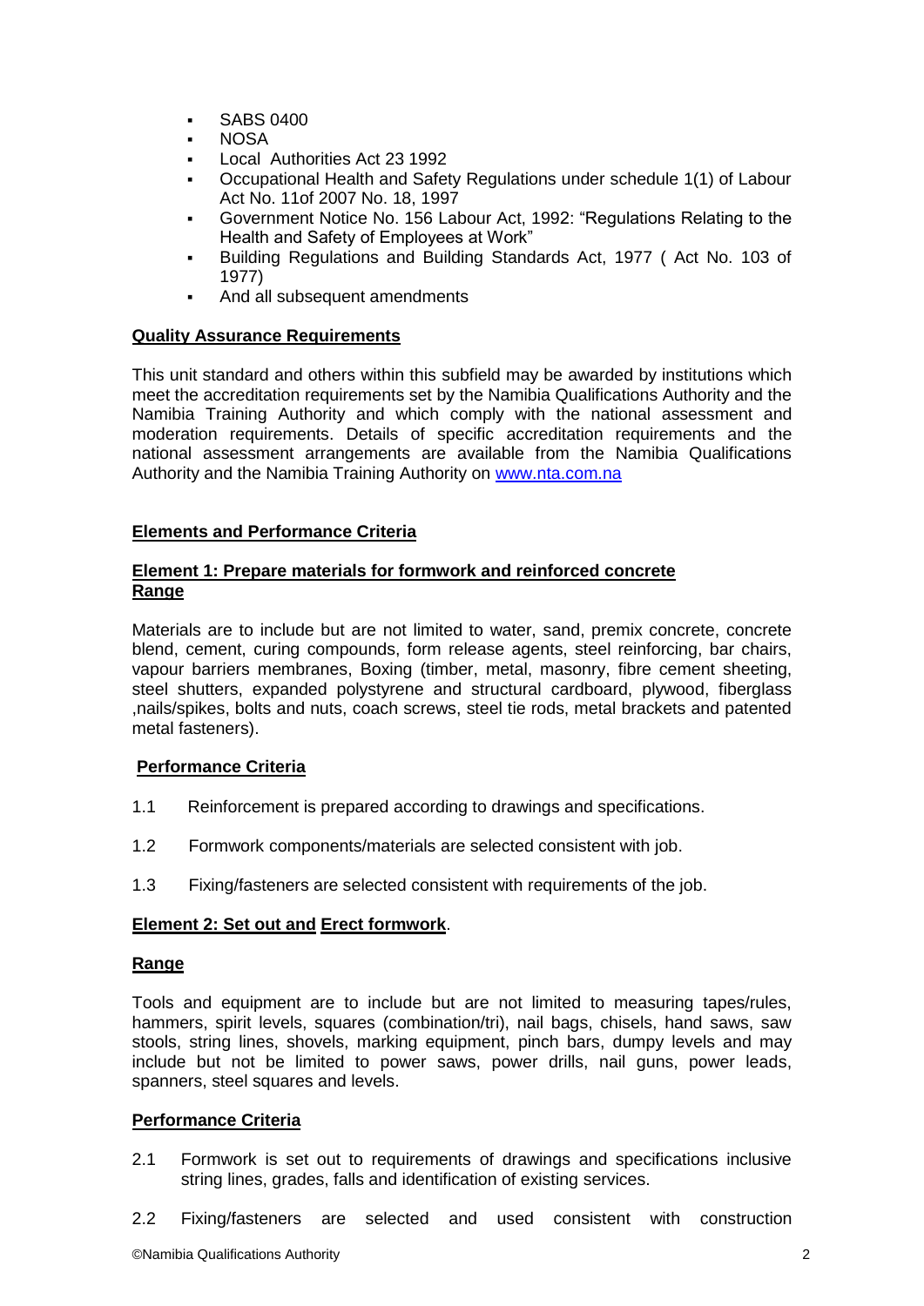- SABS 0400
- NOSA
- Local Authorities Act 23 1992
- Occupational Health and Safety Regulations under schedule 1(1) of Labour Act No. 11of 2007 No. 18, 1997
- Government Notice No. 156 Labour Act, 1992: "Regulations Relating to the Health and Safety of Employees at Work"
- Building Regulations and Building Standards Act, 1977 ( Act No. 103 of 1977)
- And all subsequent amendments

**Quality Assurance Requirements**

This unit standard and others within this subfield may be awarded by institutions which meet the accreditation requirements set by the Namibia Qualifications Authority and the Namibia Training Authority and which comply with the national assessment and moderation requirements. Details of specific accreditation requirements and the national assessment arrangements are available from the Namibia Qualifications Authority and the Namibia Training Authority on [www.nta.com.na](www.nta.com.na)

**Elements and Performance Criteria**

**Element 1: Prepare materials for formwork and reinforced concrete**

**Range**

Materials are to include but are not limited to water, sand, premix concrete, concrete blend, cement, curing compounds, form release agents, steel reinforcing, bar chairs, vapour barriers membranes, Boxing (timber, metal, masonry, fibre cement sheeting, steel shutters, expanded polystyrene and structural cardboard, plywood, fiberglass ,nails/spikes, bolts and nuts, coach screws, steel tie rods, metal brackets and patented metal fasteners).

**Performance Criteria**

1.1 Reinforcement is prepared according to drawings and specifications.

1.2 Formwork components/materials are selected consistent with job.

1.3 Fixing/fasteners are selected consistent with requirements of the job.

**Element 2: Set out and Erect formwork**.

**Range**

Tools and equipment are to include but are not limited to measuring tapes/rules, hammers, spirit levels, squares (combination/tri), nail bags, chisels, hand saws, saw stools, string lines, shovels, marking equipment, pinch bars, dumpy levels and may include but not be limited to power saws, power drills, nail guns, power leads, spanners, steel squares and levels.

**Performance Criteria**

2.1 Formwork is set out to requirements of drawings and specifications inclusive string lines, grades, falls and identification of existing services.

2.2 Fixing/fasteners are selected and used consistent with construction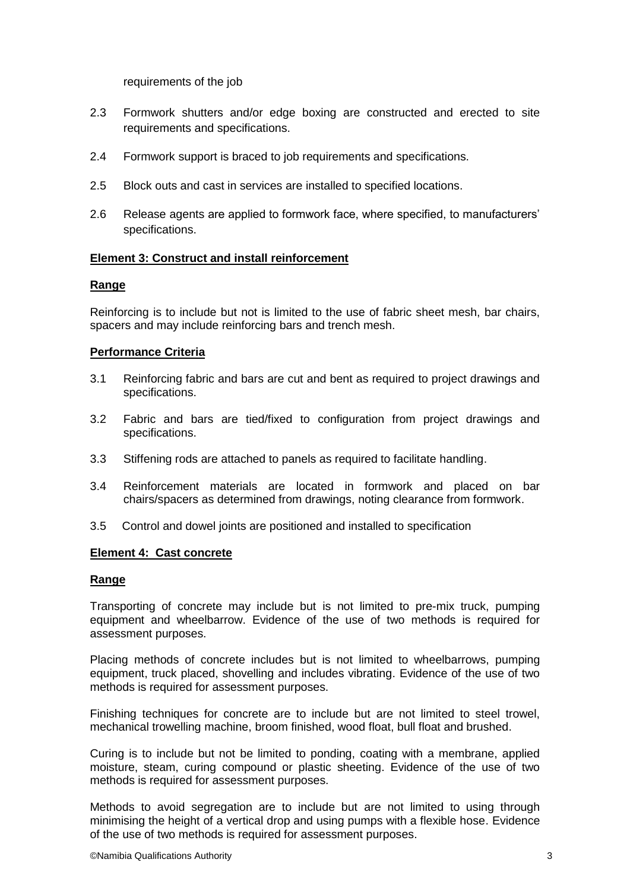requirements of the job

2.3 Formwork shutters and/or edge boxing are constructed and erected to site requirements and specifications.

2.4 Formwork support is braced to job requirements and specifications.

2.5 Block outs and cast in services are installed to specified locations.

2.6 Release agents are applied to formwork face, where specified, to manufacturers' specifications.

**Element 3: Construct and install reinforcement**

**Range**

Reinforcing is to include but not is limited to the use of fabric sheet mesh, bar chairs, spacers and may include reinforcing bars and trench mesh.

**Performance Criteria**

3.1 Reinforcing fabric and bars are cut and bent as required to project drawings and specifications.

3.2 Fabric and bars are tied/fixed to configuration from project drawings and specifications.

3.3 Stiffening rods are attached to panels as required to facilitate handling.

3.4 Reinforcement materials are located in formwork and placed on bar chairs/spacers as determined from drawings, noting clearance from formwork.

3.5 Control and dowel joints are positioned and installed to specification

**Element 4: Cast concrete**

**Range**

Transporting of concrete may include but is not limited to pre-mix truck, pumping equipment and wheelbarrow. Evidence of the use of two methods is required for assessment purposes.

Placing methods of concrete includes but is not limited to wheelbarrows, pumping equipment, truck placed, shovelling and includes vibrating. Evidence of the use of two methods is required for assessment purposes.

Finishing techniques for concrete are to include but are not limited to steel trowel, mechanical trowelling machine, broom finished, wood float, bull float and brushed.

Curing is to include but not be limited to ponding, coating with a membrane, applied moisture, steam, curing compound or plastic sheeting. Evidence of the use of two methods is required for assessment purposes.

Methods to avoid segregation are to include but are not limited to using through minimising the height of a vertical drop and using pumps with a flexible hose. Evidence of the use of two methods is required for assessment purposes.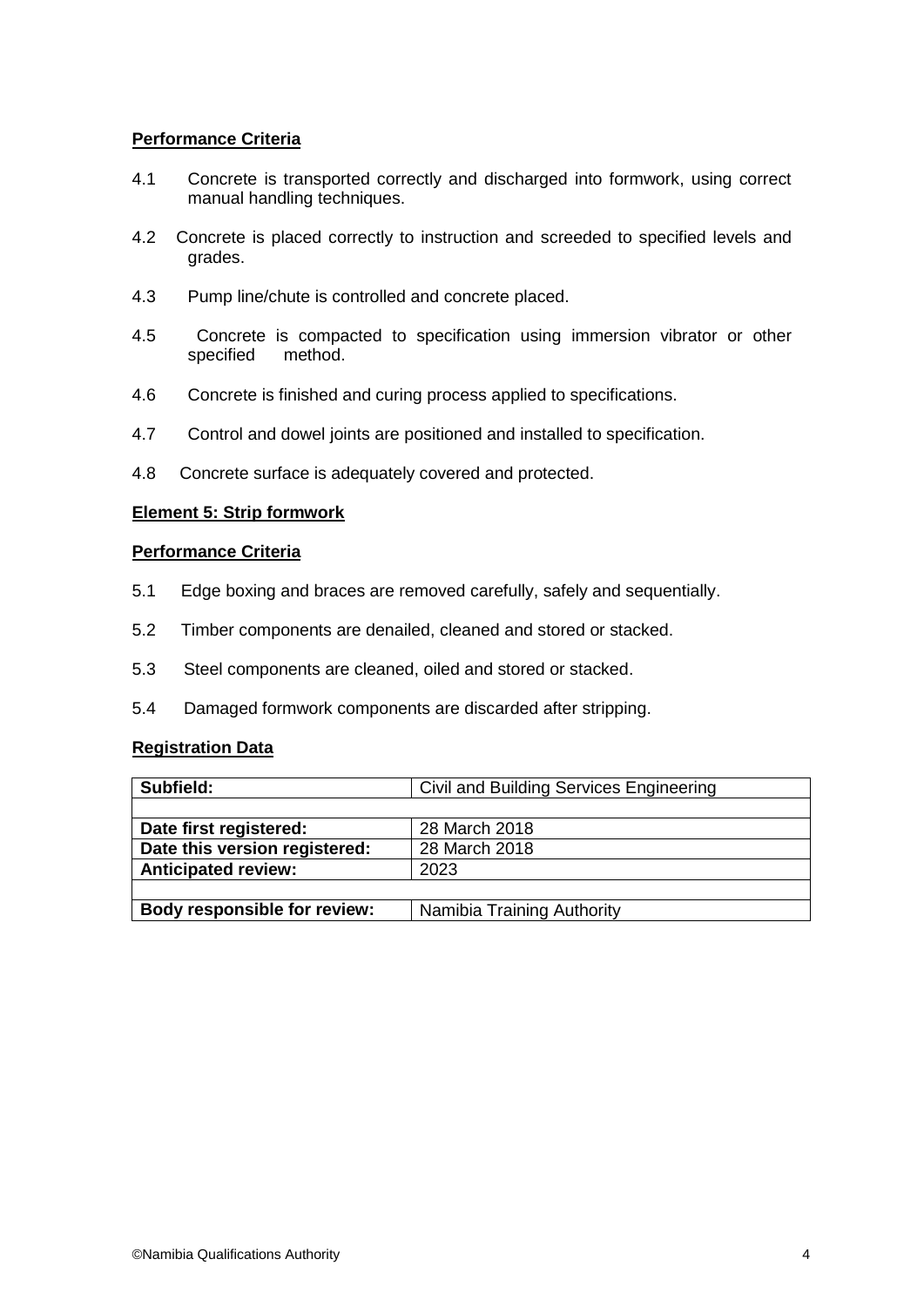**Performance Criteria**

4.1 Concrete is transported correctly and discharged into formwork, using correct manual handling techniques.

4.2 Concrete is placed correctly to instruction and screeded to specified levels and grades.

4.3 Pump line/chute is controlled and concrete placed.

4.5 Concrete is compacted to specification using immersion vibrator or other specified method.

4.6 Concrete is finished and curing process applied to specifications.

4.7 Control and dowel joints are positioned and installed to specification.

4.8 Concrete surface is adequately covered and protected.

**Element 5: Strip formwork**

**Performance Criteria**

5.1 Edge boxing and braces are removed carefully, safely and sequentially.

5.2 Timber components are denailed, cleaned and stored or stacked.

5.3 Steel components are cleaned, oiled and stored or stacked.

5.4 Damaged formwork components are discarded after stripping.

**Registration Data**

| | |
|---|---|
| **Subfield:** | Civil and Building Services Engineering |
| | |
| **Date first registered:** | 28 March 2018 |
| **Date this version registered:** | 28 March 2018 |
| **Anticipated review:** | 2023 |
| | |
| **Body responsible for review:** | Namibia Training Authority |